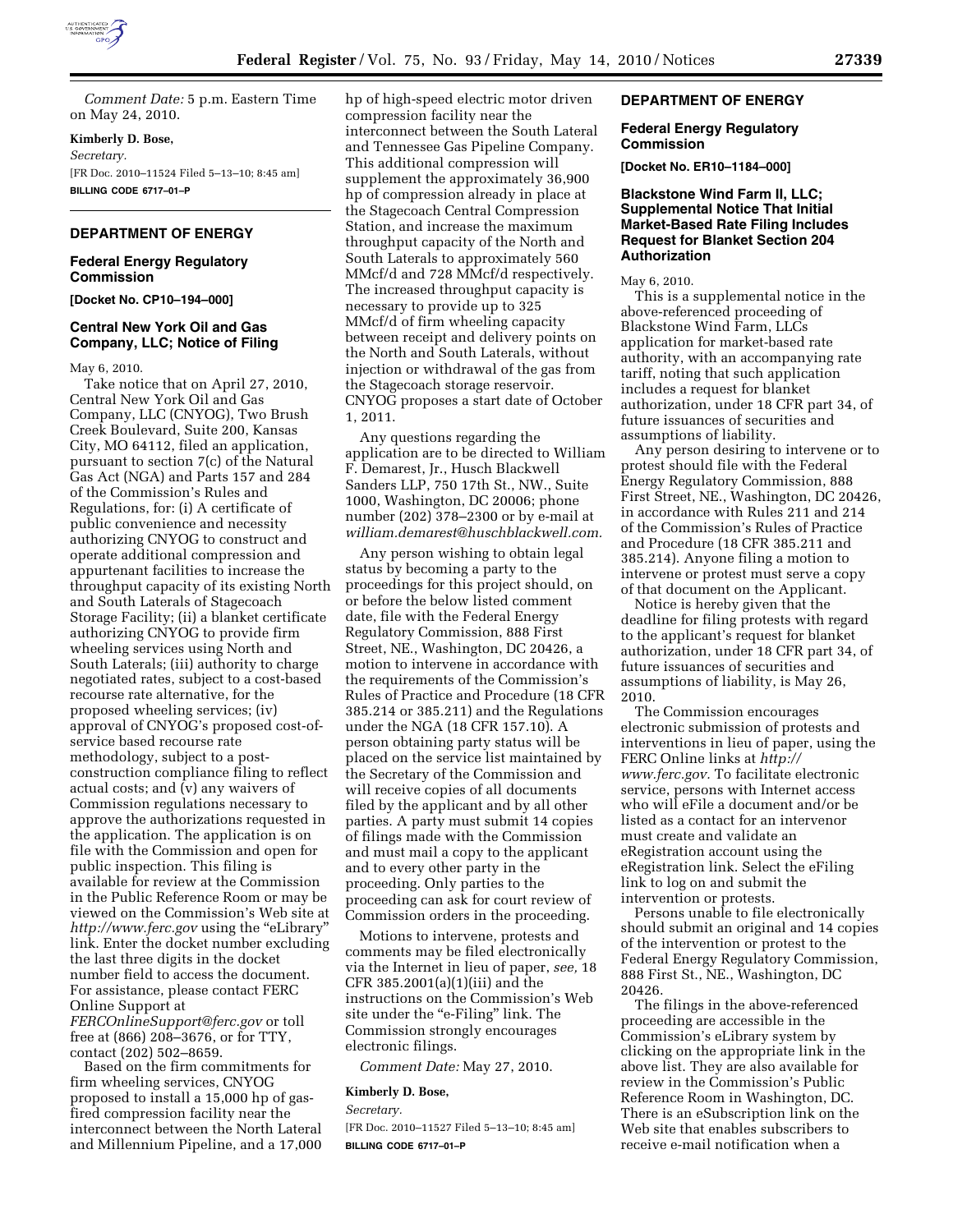*Comment Date:* 5 p.m. Eastern Time on May 24, 2010.

**Kimberly D. Bose,**

*Secretary.*

[FR Doc. 2010–11524 Filed 5–13–10; 8:45 am]

**BILLING CODE 6717–01–P**

## DEPARTMENT OF ENERGY

### Federal Energy Regulatory Commission

**[Docket No. CP10–194–000]**

### Central New York Oil and Gas Company, LLC; Notice of Filing

May 6, 2010.

Take notice that on April 27, 2010, Central New York Oil and Gas Company, LLC (CNYOG), Two Brush Creek Boulevard, Suite 200, Kansas City, MO 64112, filed an application, pursuant to section 7(c) of the Natural Gas Act (NGA) and Parts 157 and 284 of the Commission's Rules and Regulations, for: (i) A certificate of public convenience and necessity authorizing CNYOG to construct and operate additional compression and appurtenant facilities to increase the throughput capacity of its existing North and South Laterals of Stagecoach Storage Facility; (ii) a blanket certificate authorizing CNYOG to provide firm wheeling services using North and South Laterals; (iii) authority to charge negotiated rates, subject to a cost-based recourse rate alternative, for the proposed wheeling services; (iv) approval of CNYOG's proposed cost-of-service based recourse rate methodology, subject to a post-construction compliance filing to reflect actual costs; and (v) any waivers of Commission regulations necessary to approve the authorizations requested in the application. The application is on file with the Commission and open for public inspection. This filing is available for review at the Commission in the Public Reference Room or may be viewed on the Commission's Web site at *http://www.ferc.gov* using the "eLibrary" link. Enter the docket number excluding the last three digits in the docket number field to access the document. For assistance, please contact FERC Online Support at *FERCOnlineSupport@ferc.gov* or toll free at (866) 208–3676, or for TTY, contact (202) 502–8659.

Based on the firm commitments for firm wheeling services, CNYOG proposed to install a 15,000 hp of gas-fired compression facility near the interconnect between the North Lateral and Millennium Pipeline, and a 17,000 hp of high-speed electric motor driven compression facility near the interconnect between the South Lateral and Tennessee Gas Pipeline Company. This additional compression will supplement the approximately 36,900 hp of compression already in place at the Stagecoach Central Compression Station, and increase the maximum throughput capacity of the North and South Laterals to approximately 560 MMcf/d and 728 MMcf/d respectively. The increased throughput capacity is necessary to provide up to 325 MMcf/d of firm wheeling capacity between receipt and delivery points on the North and South Laterals, without injection or withdrawal of the gas from the Stagecoach storage reservoir. CNYOG proposes a start date of October 1, 2011.

Any questions regarding the application are to be directed to William F. Demarest, Jr., Husch Blackwell Sanders LLP, 750 17th St., NW., Suite 1000, Washington, DC 20006; phone number (202) 378–2300 or by e-mail at *william.demarest@huschblackwell.com*.

Any person wishing to obtain legal status by becoming a party to the proceedings for this project should, on or before the below listed comment date, file with the Federal Energy Regulatory Commission, 888 First Street, NE., Washington, DC 20426, a motion to intervene in accordance with the requirements of the Commission's Rules of Practice and Procedure (18 CFR 385.214 or 385.211) and the Regulations under the NGA (18 CFR 157.10). A person obtaining party status will be placed on the service list maintained by the Secretary of the Commission and will receive copies of all documents filed by the applicant and by all other parties. A party must submit 14 copies of filings made with the Commission and must mail a copy to the applicant and to every other party in the proceeding. Only parties to the proceeding can ask for court review of Commission orders in the proceeding.

Motions to intervene, protests and comments may be filed electronically via the Internet in lieu of paper, *see,* 18 CFR 385.2001(a)(1)(iii) and the instructions on the Commission's Web site under the "e-Filing" link. The Commission strongly encourages electronic filings.

*Comment Date:* May 27, 2010.

**Kimberly D. Bose,**

*Secretary.*

[FR Doc. 2010–11527 Filed 5–13–10; 8:45 am]

**BILLING CODE 6717–01–P**

## DEPARTMENT OF ENERGY

### Federal Energy Regulatory Commission

**[Docket No. ER10–1184–000]**

### Blackstone Wind Farm II, LLC; Supplemental Notice That Initial Market-Based Rate Filing Includes Request for Blanket Section 204 Authorization

May 6, 2010.

This is a supplemental notice in the above-referenced proceeding of Blackstone Wind Farm, LLCs application for market-based rate authority, with an accompanying rate tariff, noting that such application includes a request for blanket authorization, under 18 CFR part 34, of future issuances of securities and assumptions of liability.

Any person desiring to intervene or to protest should file with the Federal Energy Regulatory Commission, 888 First Street, NE., Washington, DC 20426, in accordance with Rules 211 and 214 of the Commission's Rules of Practice and Procedure (18 CFR 385.211 and 385.214). Anyone filing a motion to intervene or protest must serve a copy of that document on the Applicant.

Notice is hereby given that the deadline for filing protests with regard to the applicant's request for blanket authorization, under 18 CFR part 34, of future issuances of securities and assumptions of liability, is May 26, 2010.

The Commission encourages electronic submission of protests and interventions in lieu of paper, using the FERC Online links at *http://www.ferc.gov.* To facilitate electronic service, persons with Internet access who will eFile a document and/or be listed as a contact for an intervenor must create and validate an eRegistration account using the eRegistration link. Select the eFiling link to log on and submit the intervention or protests.

Persons unable to file electronically should submit an original and 14 copies of the intervention or protest to the Federal Energy Regulatory Commission, 888 First St., NE., Washington, DC 20426.

The filings in the above-referenced proceeding are accessible in the Commission's eLibrary system by clicking on the appropriate link in the above list. They are also available for review in the Commission's Public Reference Room in Washington, DC. There is an eSubscription link on the Web site that enables subscribers to receive e-mail notification when a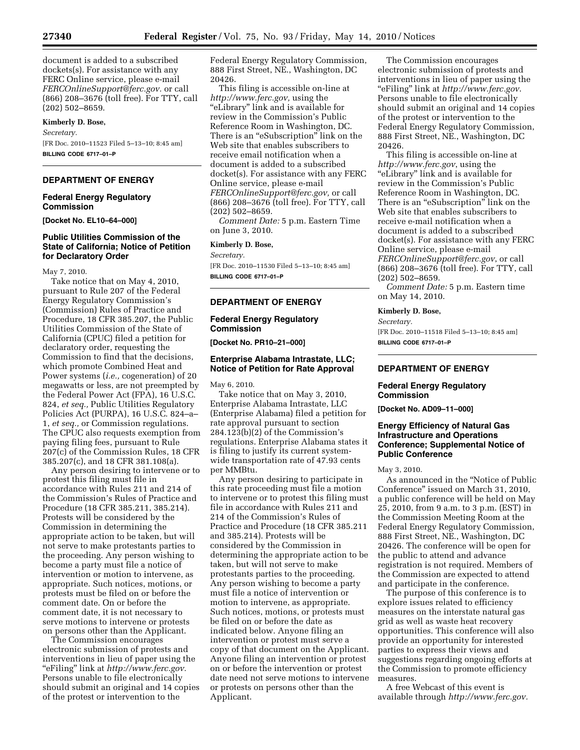document is added to a subscribed dockets(s). For assistance with any FERC Online service, please e-mail *FERCOnlineSupport@ferc.gov.* or call (866) 208–3676 (toll free). For TTY, call (202) 502–8659.

**Kimberly D. Bose,**

*Secretary.*

[FR Doc. 2010–11523 Filed 5–13–10; 8:45 am]

**BILLING CODE 6717–01–P**

---

## DEPARTMENT OF ENERGY

### Federal Energy Regulatory Commission

**[Docket No. EL10–64–000]**

### Public Utilities Commission of the State of California; Notice of Petition for Declaratory Order

May 7, 2010.

Take notice that on May 4, 2010, pursuant to Rule 207 of the Federal Energy Regulatory Commission's (Commission) Rules of Practice and Procedure, 18 CFR 385.207, the Public Utilities Commission of the State of California (CPUC) filed a petition for declaratory order, requesting the Commission to find that the decisions, which promote Combined Heat and Power systems (*i.e.,* cogeneration) of 20 megawatts or less, are not preempted by the Federal Power Act (FPA), 16 U.S.C. 824, *et seq.,* Public Utilities Regulatory Policies Act (PURPA), 16 U.S.C. 824–a–1, *et seq.,* or Commission regulations. The CPUC also requests exemption from paying filing fees, pursuant to Rule 207(c) of the Commission Rules, 18 CFR 385.207(c), and 18 CFR 381.108(a).

Any person desiring to intervene or to protest this filing must file in accordance with Rules 211 and 214 of the Commission's Rules of Practice and Procedure (18 CFR 385.211, 385.214). Protests will be considered by the Commission in determining the appropriate action to be taken, but will not serve to make protestants parties to the proceeding. Any person wishing to become a party must file a notice of intervention or motion to intervene, as appropriate. Such notices, motions, or protests must be filed on or before the comment date. On or before the comment date, it is not necessary to serve motions to intervene or protests on persons other than the Applicant.

The Commission encourages electronic submission of protests and interventions in lieu of paper using the "eFiling" link at *http://www.ferc.gov.* Persons unable to file electronically should submit an original and 14 copies of the protest or intervention to the Federal Energy Regulatory Commission, 888 First Street, NE., Washington, DC 20426.

This filing is accessible on-line at *http://www.ferc.gov,* using the "eLibrary" link and is available for review in the Commission's Public Reference Room in Washington, DC. There is an "eSubscription" link on the Web site that enables subscribers to receive email notification when a document is added to a subscribed docket(s). For assistance with any FERC Online service, please e-mail *FERCOnlineSupport@ferc.gov,* or call (866) 208–3676 (toll free). For TTY, call (202) 502–8659.

*Comment Date:* 5 p.m. Eastern Time on June 3, 2010.

**Kimberly D. Bose,**

*Secretary.*

[FR Doc. 2010–11530 Filed 5–13–10; 8:45 am]

**BILLING CODE 6717–01–P**

---

## DEPARTMENT OF ENERGY

### Federal Energy Regulatory Commission

**[Docket No. PR10–21–000]**

### Enterprise Alabama Intrastate, LLC; Notice of Petition for Rate Approval

May 6, 2010.

Take notice that on May 3, 2010, Enterprise Alabama Intrastate, LLC (Enterprise Alabama) filed a petition for rate approval pursuant to section 284.123(b)(2) of the Commission's regulations. Enterprise Alabama states it is filing to justify its current system-wide transportation rate of 47.93 cents per MMBtu.

Any person desiring to participate in this rate proceeding must file a motion to intervene or to protest this filing must file in accordance with Rules 211 and 214 of the Commission's Rules of Practice and Procedure (18 CFR 385.211 and 385.214). Protests will be considered by the Commission in determining the appropriate action to be taken, but will not serve to make protestants parties to the proceeding. Any person wishing to become a party must file a notice of intervention or motion to intervene, as appropriate. Such notices, motions, or protests must be filed on or before the date as indicated below. Anyone filing an intervention or protest must serve a copy of that document on the Applicant. Anyone filing an intervention or protest on or before the intervention or protest date need not serve motions to intervene or protests on persons other than the Applicant.

The Commission encourages electronic submission of protests and interventions in lieu of paper using the "eFiling" link at *http://www.ferc.gov*. Persons unable to file electronically should submit an original and 14 copies of the protest or intervention to the Federal Energy Regulatory Commission, 888 First Street, NE., Washington, DC 20426.

This filing is accessible on-line at *http://www.ferc.gov*, using the "eLibrary" link and is available for review in the Commission's Public Reference Room in Washington, DC. There is an "eSubscription" link on the Web site that enables subscribers to receive e-mail notification when a document is added to a subscribed docket(s). For assistance with any FERC Online service, please e-mail *FERCOnlineSupport@ferc.gov*, or call (866) 208–3676 (toll free). For TTY, call (202) 502–8659.

*Comment Date:* 5 p.m. Eastern time on May 14, 2010.

**Kimberly D. Bose,**

*Secretary.*

[FR Doc. 2010–11518 Filed 5–13–10; 8:45 am]

**BILLING CODE 6717–01–P**

---

## DEPARTMENT OF ENERGY

### Federal Energy Regulatory Commission

**[Docket No. AD09–11–000]**

### Energy Efficiency of Natural Gas Infrastructure and Operations Conference; Supplemental Notice of Public Conference

May 3, 2010.

As announced in the "Notice of Public Conference" issued on March 31, 2010, a public conference will be held on May 25, 2010, from 9 a.m. to 3 p.m. (EST) in the Commission Meeting Room at the Federal Energy Regulatory Commission, 888 First Street, NE., Washington, DC 20426. The conference will be open for the public to attend and advance registration is not required. Members of the Commission are expected to attend and participate in the conference.

The purpose of this conference is to explore issues related to efficiency measures on the interstate natural gas grid as well as waste heat recovery opportunities. This conference will also provide an opportunity for interested parties to express their views and suggestions regarding ongoing efforts at the Commission to promote efficiency measures.

A free Webcast of this event is available through *http://www.ferc.gov.*